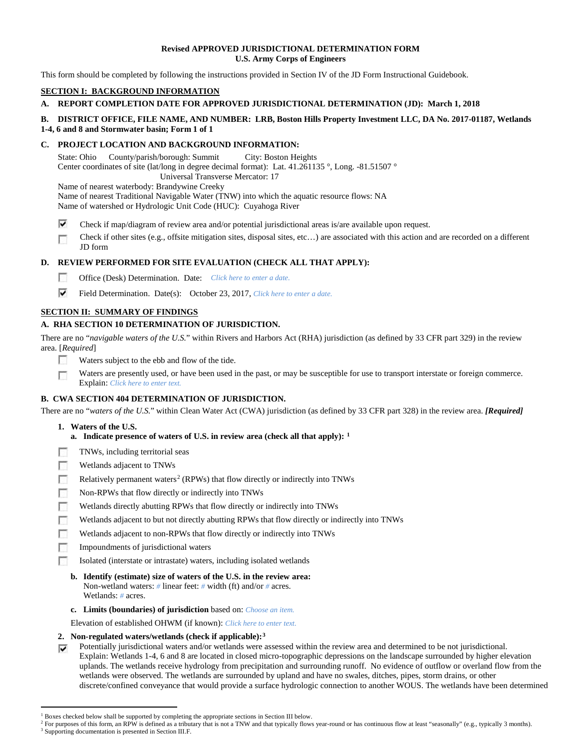**Revised APPROVED JURISDICTIONAL DETERMINATION FORM**
**U.S. Army Corps of Engineers**

This form should be completed by following the instructions provided in Section IV of the JD Form Instructional Guidebook.

## SECTION I: BACKGROUND INFORMATION

**A. REPORT COMPLETION DATE FOR APPROVED JURISDICTIONAL DETERMINATION (JD): March 1, 2018**

**B. DISTRICT OFFICE, FILE NAME, AND NUMBER: LRB, Boston Hills Property Investment LLC, DA No. 2017-01187, Wetlands 1-4, 6 and 8 and Stormwater basin; Form 1 of 1**

**C. PROJECT LOCATION AND BACKGROUND INFORMATION:**

State: Ohio County/parish/borough: Summit City: Boston Heights
Center coordinates of site (lat/long in degree decimal format): Lat. 41.261135 °, Long. -81.51507 °
Universal Transverse Mercator: 17
Name of nearest waterbody: Brandywine Creeky
Name of nearest Traditional Navigable Water (TNW) into which the aquatic resource flows: NA
Name of watershed or Hydrologic Unit Code (HUC): Cuyahoga River

☑ Check if map/diagram of review area and/or potential jurisdictional areas is/are available upon request.

☐ Check if other sites (e.g., offsite mitigation sites, disposal sites, etc…) are associated with this action and are recorded on a different JD form

**D. REVIEW PERFORMED FOR SITE EVALUATION (CHECK ALL THAT APPLY):**

☐ Office (Desk) Determination. Date: *Click here to enter a date.*

☑ Field Determination. Date(s): October 23, 2017, *Click here to enter a date.*

## SECTION II: SUMMARY OF FINDINGS

### A. RHA SECTION 10 DETERMINATION OF JURISDICTION.

There are no "*navigable waters of the U.S.*" within Rivers and Harbors Act (RHA) jurisdiction (as defined by 33 CFR part 329) in the review area. [*Required*]

☐ Waters subject to the ebb and flow of the tide.

☐ Waters are presently used, or have been used in the past, or may be susceptible for use to transport interstate or foreign commerce. Explain: *Click here to enter text.*

### B. CWA SECTION 404 DETERMINATION OF JURISDICTION.

There are no "*waters of the U.S.*" within Clean Water Act (CWA) jurisdiction (as defined by 33 CFR part 328) in the review area. ***[Required]***

**1. Waters of the U.S.**

**a. Indicate presence of waters of U.S. in review area (check all that apply):** [1]

☐ TNWs, including territorial seas
☐ Wetlands adjacent to TNWs
☐ Relatively permanent waters[2] (RPWs) that flow directly or indirectly into TNWs
☐ Non-RPWs that flow directly or indirectly into TNWs
☐ Wetlands directly abutting RPWs that flow directly or indirectly into TNWs
☐ Wetlands adjacent to but not directly abutting RPWs that flow directly or indirectly into TNWs
☐ Wetlands adjacent to non-RPWs that flow directly or indirectly into TNWs
☐ Impoundments of jurisdictional waters
☐ Isolated (interstate or intrastate) waters, including isolated wetlands

**b. Identify (estimate) size of waters of the U.S. in the review area:**
Non-wetland waters: *#* linear feet: *#* width (ft) and/or *#* acres.
Wetlands: *#* acres.

**c. Limits (boundaries) of jurisdiction** based on: *Choose an item.*

Elevation of established OHWM (if known): *Click here to enter text.*

**2. Non-regulated waters/wetlands (check if applicable):**[3]

☑ Potentially jurisdictional waters and/or wetlands were assessed within the review area and determined to be not jurisdictional. Explain: Wetlands 1-4, 6 and 8 are located in closed micro-topographic depressions on the landscape surrounded by higher elevation uplands. The wetlands receive hydrology from precipitation and surrounding runoff. No evidence of outflow or overland flow from the wetlands were observed. The wetlands are surrounded by upland and have no swales, ditches, pipes, storm drains, or other discrete/confined conveyance that would provide a surface hydrologic connection to another WOUS. The wetlands have been determined

---

[1] Boxes checked below shall be supported by completing the appropriate sections in Section III below.
[2] For purposes of this form, an RPW is defined as a tributary that is not a TNW and that typically flows year-round or has continuous flow at least "seasonally" (e.g., typically 3 months).
[3] Supporting documentation is presented in Section III.F.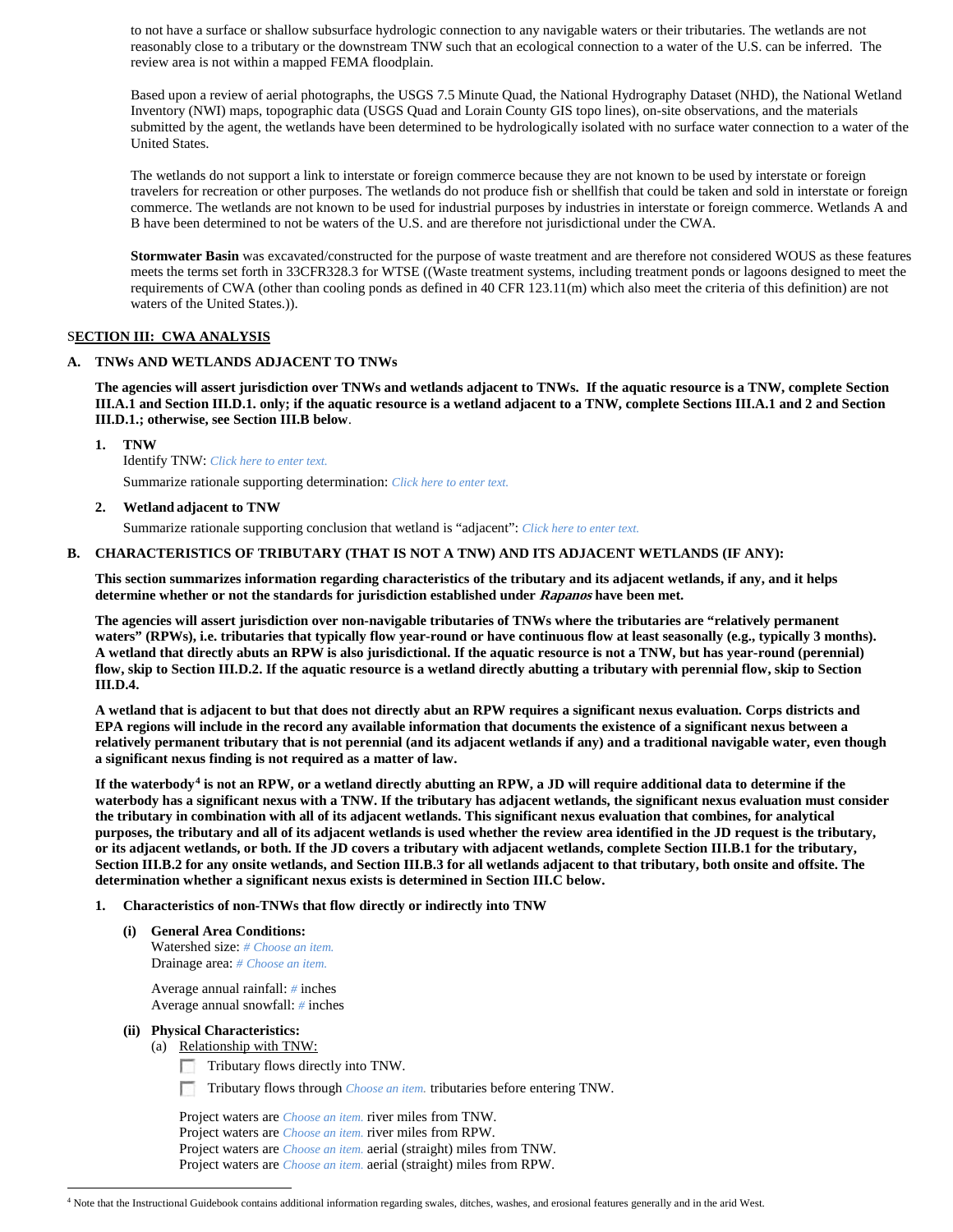to not have a surface or shallow subsurface hydrologic connection to any navigable waters or their tributaries. The wetlands are not reasonably close to a tributary or the downstream TNW such that an ecological connection to a water of the U.S. can be inferred. The review area is not within a mapped FEMA floodplain.

Based upon a review of aerial photographs, the USGS 7.5 Minute Quad, the National Hydrography Dataset (NHD), the National Wetland Inventory (NWI) maps, topographic data (USGS Quad and Lorain County GIS topo lines), on-site observations, and the materials submitted by the agent, the wetlands have been determined to be hydrologically isolated with no surface water connection to a water of the United States.

The wetlands do not support a link to interstate or foreign commerce because they are not known to be used by interstate or foreign travelers for recreation or other purposes. The wetlands do not produce fish or shellfish that could be taken and sold in interstate or foreign commerce. The wetlands are not known to be used for industrial purposes by industries in interstate or foreign commerce. Wetlands A and B have been determined to not be waters of the U.S. and are therefore not jurisdictional under the CWA.

**Stormwater Basin** was excavated/constructed for the purpose of waste treatment and are therefore not considered WOUS as these features meets the terms set forth in 33CFR328.3 for WTSE ((Waste treatment systems, including treatment ponds or lagoons designed to meet the requirements of CWA (other than cooling ponds as defined in 40 CFR 123.11(m) which also meet the criteria of this definition) are not waters of the United States.)).

## SECTION III: CWA ANALYSIS

### A. TNWs AND WETLANDS ADJACENT TO TNWs

**The agencies will assert jurisdiction over TNWs and wetlands adjacent to TNWs. If the aquatic resource is a TNW, complete Section III.A.1 and Section III.D.1. only; if the aquatic resource is a wetland adjacent to a TNW, complete Sections III.A.1 and 2 and Section III.D.1.; otherwise, see Section III.B below**.

1. **TNW**
   Identify TNW: *Click here to enter text.*
   Summarize rationale supporting determination: *Click here to enter text.*

2. **Wetland adjacent to TNW**
   Summarize rationale supporting conclusion that wetland is "adjacent": *Click here to enter text.*

### B. CHARACTERISTICS OF TRIBUTARY (THAT IS NOT A TNW) AND ITS ADJACENT WETLANDS (IF ANY):

**This section summarizes information regarding characteristics of the tributary and its adjacent wetlands, if any, and it helps determine whether or not the standards for jurisdiction established under *Rapanos* have been met.**

**The agencies will assert jurisdiction over non-navigable tributaries of TNWs where the tributaries are "relatively permanent waters" (RPWs), i.e. tributaries that typically flow year-round or have continuous flow at least seasonally (e.g., typically 3 months). A wetland that directly abuts an RPW is also jurisdictional. If the aquatic resource is not a TNW, but has year-round (perennial) flow, skip to Section III.D.2. If the aquatic resource is a wetland directly abutting a tributary with perennial flow, skip to Section III.D.4.**

**A wetland that is adjacent to but that does not directly abut an RPW requires a significant nexus evaluation. Corps districts and EPA regions will include in the record any available information that documents the existence of a significant nexus between a relatively permanent tributary that is not perennial (and its adjacent wetlands if any) and a traditional navigable water, even though a significant nexus finding is not required as a matter of law.**

**If the waterbody[4] is not an RPW, or a wetland directly abutting an RPW, a JD will require additional data to determine if the waterbody has a significant nexus with a TNW. If the tributary has adjacent wetlands, the significant nexus evaluation must consider the tributary in combination with all of its adjacent wetlands. This significant nexus evaluation that combines, for analytical purposes, the tributary and all of its adjacent wetlands is used whether the review area identified in the JD request is the tributary, or its adjacent wetlands, or both. If the JD covers a tributary with adjacent wetlands, complete Section III.B.1 for the tributary, Section III.B.2 for any onsite wetlands, and Section III.B.3 for all wetlands adjacent to that tributary, both onsite and offsite. The determination whether a significant nexus exists is determined in Section III.C below.**

1. **Characteristics of non-TNWs that flow directly or indirectly into TNW**

   **(i) General Area Conditions:**
   Watershed size: *# Choose an item.*
   Drainage area: *# Choose an item.*

   Average annual rainfall: *#* inches
   Average annual snowfall: *#* inches

   **(ii) Physical Characteristics:**
   (a) Relationship with TNW:
   - ☐ Tributary flows directly into TNW.
   - ☐ Tributary flows through *Choose an item.* tributaries before entering TNW.

   Project waters are *Choose an item.* river miles from TNW.
   Project waters are *Choose an item.* river miles from RPW.
   Project waters are *Choose an item.* aerial (straight) miles from TNW.
   Project waters are *Choose an item.* aerial (straight) miles from RPW.

---

[4] Note that the Instructional Guidebook contains additional information regarding swales, ditches, washes, and erosional features generally and in the arid West.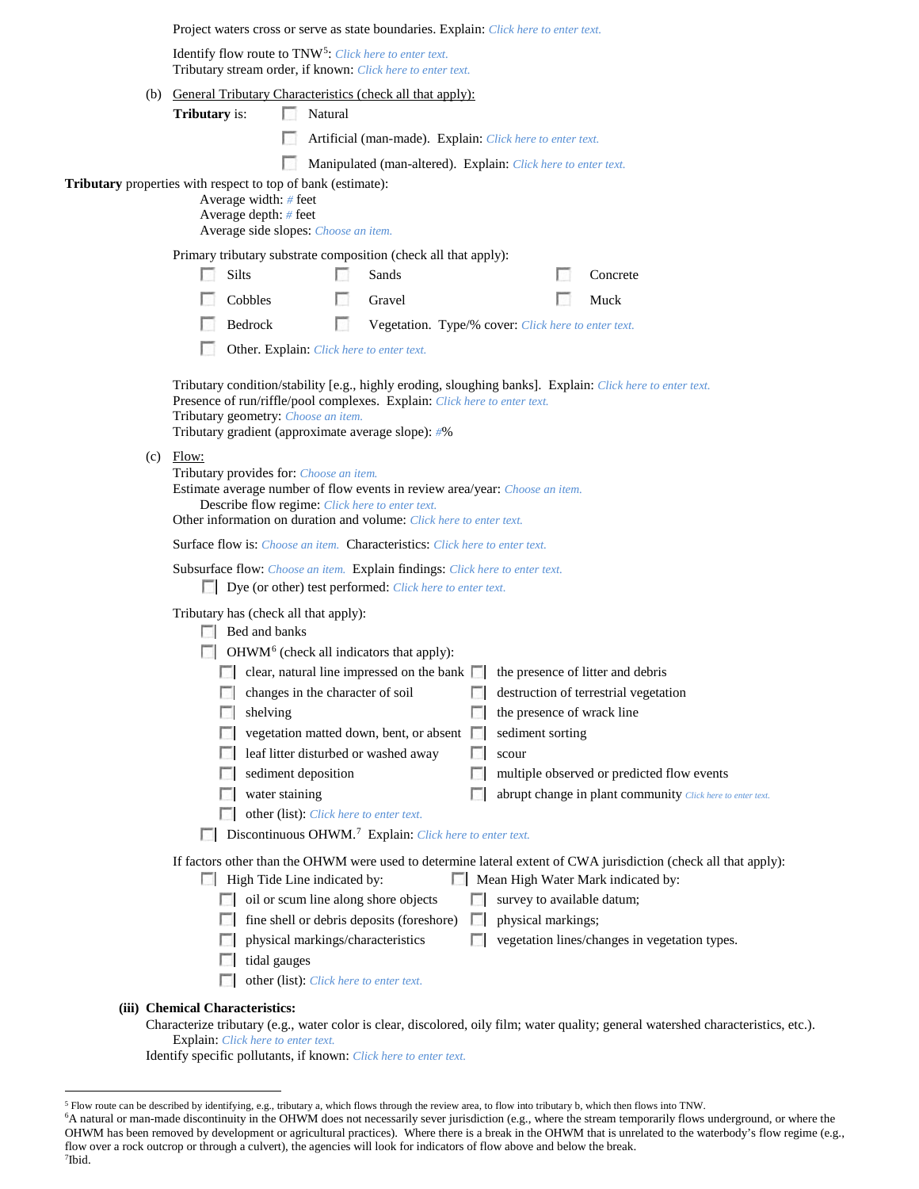Project waters cross or serve as state boundaries. Explain: *Click here to enter text.*

Identify flow route to TNW[5]: *Click here to enter text.*
Tributary stream order, if known: *Click here to enter text.*

(b) General Tributary Characteristics (check all that apply):

**Tributary** is:
- ☐ Natural
- ☐ Artificial (man-made). Explain: *Click here to enter text.*
- ☐ Manipulated (man-altered). Explain: *Click here to enter text.*

**Tributary** properties with respect to top of bank (estimate):
Average width: *#* feet
Average depth: *#* feet
Average side slopes: *Choose an item.*

Primary tributary substrate composition (check all that apply):

| | | |
|---|---|---|
| ☐ Silts | ☐ Sands | ☐ Concrete |
| ☐ Cobbles | ☐ Gravel | ☐ Muck |
| ☐ Bedrock | ☐ Vegetation. Type/% cover: *Click here to enter text.* | |
| ☐ Other. Explain: *Click here to enter text.* | | |

Tributary condition/stability [e.g., highly eroding, sloughing banks]. Explain: *Click here to enter text.*
Presence of run/riffle/pool complexes. Explain: *Click here to enter text.*
Tributary geometry: *Choose an item.*
Tributary gradient (approximate average slope): *#*%

(c) Flow:
Tributary provides for: *Choose an item.*
Estimate average number of flow events in review area/year: *Choose an item.*
Describe flow regime: *Click here to enter text.*
Other information on duration and volume: *Click here to enter text.*

Surface flow is: *Choose an item.* Characteristics: *Click here to enter text.*

Subsurface flow: *Choose an item.* Explain findings: *Click here to enter text.*
☐ Dye (or other) test performed: *Click here to enter text.*

Tributary has (check all that apply):
- ☐ Bed and banks
- ☐ OHWM[6] (check all indicators that apply):

| | |
|---|---|
| ☐ clear, natural line impressed on the bank | ☐ the presence of litter and debris |
| ☐ changes in the character of soil | ☐ destruction of terrestrial vegetation |
| ☐ shelving | ☐ the presence of wrack line |
| ☐ vegetation matted down, bent, or absent | ☐ sediment sorting |
| ☐ leaf litter disturbed or washed away | ☐ scour |
| ☐ sediment deposition | ☐ multiple observed or predicted flow events |
| ☐ water staining | ☐ abrupt change in plant community *Click here to enter text.* |
| ☐ other (list): *Click here to enter text.* | |

- ☐ Discontinuous OHWM.[7] Explain: *Click here to enter text.*

If factors other than the OHWM were used to determine lateral extent of CWA jurisdiction (check all that apply):

| | |
|---|---|
| ☐ High Tide Line indicated by: | ☐ Mean High Water Mark indicated by: |
| ☐ oil or scum line along shore objects | ☐ survey to available datum; |
| ☐ fine shell or debris deposits (foreshore) | ☐ physical markings; |
| ☐ physical markings/characteristics | ☐ vegetation lines/changes in vegetation types. |
| ☐ tidal gauges | |
| ☐ other (list): *Click here to enter text.* | |

**(iii) Chemical Characteristics:**

Characterize tributary (e.g., water color is clear, discolored, oily film; water quality; general watershed characteristics, etc.).
Explain: *Click here to enter text.*
Identify specific pollutants, if known: *Click here to enter text.*

---

[5] Flow route can be described by identifying, e.g., tributary a, which flows through the review area, to flow into tributary b, which then flows into TNW.
[6] A natural or man-made discontinuity in the OHWM does not necessarily sever jurisdiction (e.g., where the stream temporarily flows underground, or where the OHWM has been removed by development or agricultural practices). Where there is a break in the OHWM that is unrelated to the waterbody's flow regime (e.g., flow over a rock outcrop or through a culvert), the agencies will look for indicators of flow above and below the break.
[7] Ibid.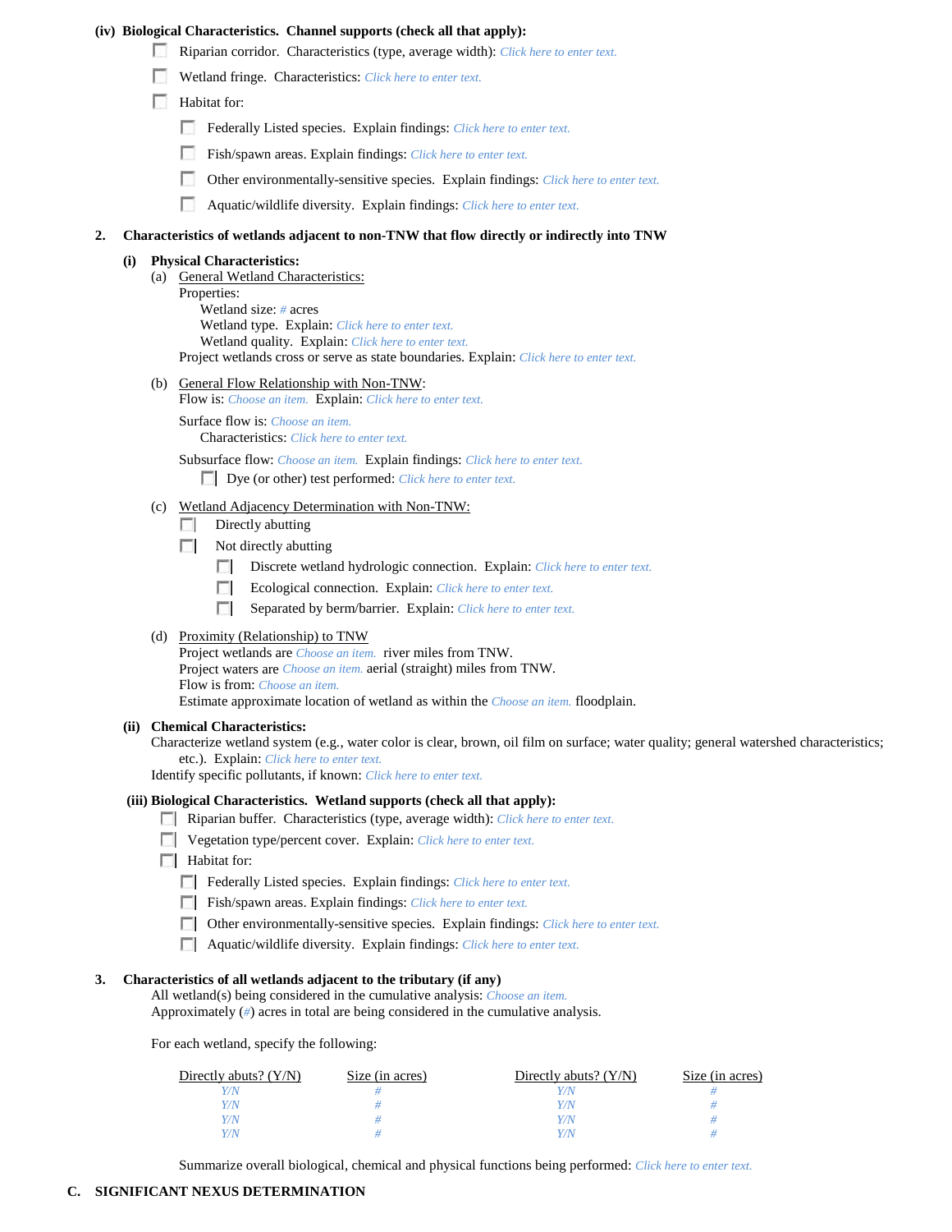**(iv) Biological Characteristics. Channel supports (check all that apply):**

- ☐ Riparian corridor. Characteristics (type, average width): *Click here to enter text.*
- ☐ Wetland fringe. Characteristics: *Click here to enter text.*
- ☐ Habitat for:
  - ☐ Federally Listed species. Explain findings: *Click here to enter text.*
  - ☐ Fish/spawn areas. Explain findings: *Click here to enter text.*
  - ☐ Other environmentally-sensitive species. Explain findings: *Click here to enter text.*
  - ☐ Aquatic/wildlife diversity. Explain findings: *Click here to enter text.*

**2. Characteristics of wetlands adjacent to non-TNW that flow directly or indirectly into TNW**

**(i) Physical Characteristics:**

(a) General Wetland Characteristics:

Properties:

Wetland size: *#* acres

Wetland type. Explain: *Click here to enter text.*

Wetland quality. Explain: *Click here to enter text.*

Project wetlands cross or serve as state boundaries. Explain: *Click here to enter text.*

(b) General Flow Relationship with Non-TNW:

Flow is: *Choose an item.* Explain: *Click here to enter text.*

Surface flow is: *Choose an item.*

Characteristics: *Click here to enter text.*

Subsurface flow: *Choose an item.* Explain findings: *Click here to enter text.*

- ☐ Dye (or other) test performed: *Click here to enter text.*

(c) Wetland Adjacency Determination with Non-TNW:

- ☐ Directly abutting
- ☐ Not directly abutting
  - ☐ Discrete wetland hydrologic connection. Explain: *Click here to enter text.*
  - ☐ Ecological connection. Explain: *Click here to enter text.*
  - ☐ Separated by berm/barrier. Explain: *Click here to enter text.*

(d) Proximity (Relationship) to TNW

Project wetlands are *Choose an item.* river miles from TNW.

Project waters are *Choose an item.* aerial (straight) miles from TNW.

Flow is from: *Choose an item.*

Estimate approximate location of wetland as within the *Choose an item.* floodplain.

**(ii) Chemical Characteristics:**

Characterize wetland system (e.g., water color is clear, brown, oil film on surface; water quality; general watershed characteristics; etc.). Explain: *Click here to enter text.*

Identify specific pollutants, if known: *Click here to enter text.*

**(iii) Biological Characteristics. Wetland supports (check all that apply):**

- ☐ Riparian buffer. Characteristics (type, average width): *Click here to enter text.*
- ☐ Vegetation type/percent cover. Explain: *Click here to enter text.*
- ☐ Habitat for:
  - ☐ Federally Listed species. Explain findings: *Click here to enter text.*
  - ☐ Fish/spawn areas. Explain findings: *Click here to enter text.*
  - ☐ Other environmentally-sensitive species. Explain findings: *Click here to enter text.*
  - ☐ Aquatic/wildlife diversity. Explain findings: *Click here to enter text.*

**3. Characteristics of all wetlands adjacent to the tributary (if any)**

All wetland(s) being considered in the cumulative analysis: *Choose an item.*

Approximately (*#*) acres in total are being considered in the cumulative analysis.

For each wetland, specify the following:

| Directly abuts? (Y/N) | Size (in acres) | Directly abuts? (Y/N) | Size (in acres) |
|---|---|---|---|
| *Y/N* | *#* | *Y/N* | *#* |
| *Y/N* | *#* | *Y/N* | *#* |
| *Y/N* | *#* | *Y/N* | *#* |
| *Y/N* | *#* | *Y/N* | *#* |

Summarize overall biological, chemical and physical functions being performed: *Click here to enter text.*

**C. SIGNIFICANT NEXUS DETERMINATION**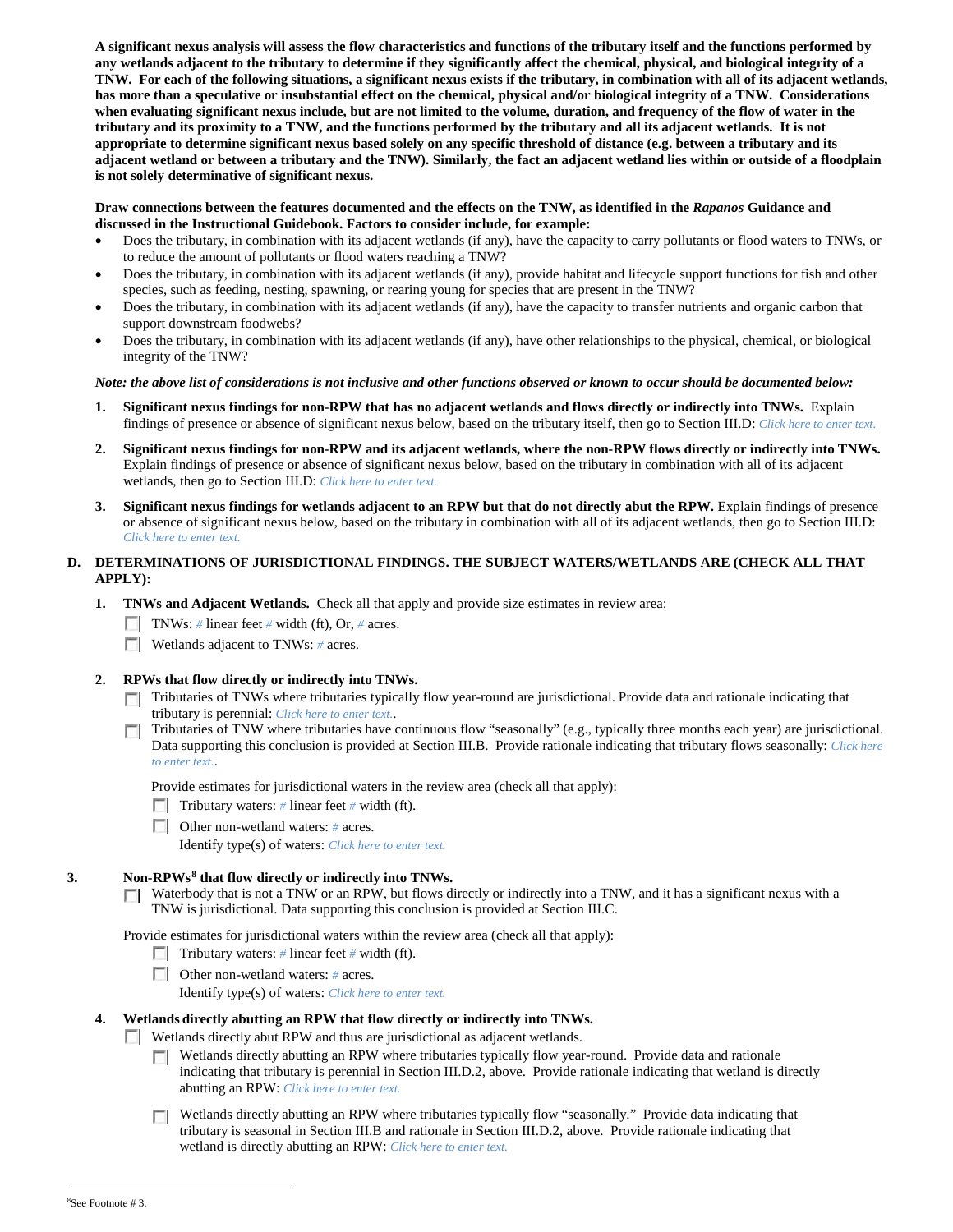**A significant nexus analysis will assess the flow characteristics and functions of the tributary itself and the functions performed by any wetlands adjacent to the tributary to determine if they significantly affect the chemical, physical, and biological integrity of a TNW. For each of the following situations, a significant nexus exists if the tributary, in combination with all of its adjacent wetlands, has more than a speculative or insubstantial effect on the chemical, physical and/or biological integrity of a TNW. Considerations when evaluating significant nexus include, but are not limited to the volume, duration, and frequency of the flow of water in the tributary and its proximity to a TNW, and the functions performed by the tributary and all its adjacent wetlands. It is not appropriate to determine significant nexus based solely on any specific threshold of distance (e.g. between a tributary and its adjacent wetland or between a tributary and the TNW). Similarly, the fact an adjacent wetland lies within or outside of a floodplain is not solely determinative of significant nexus.**

**Draw connections between the features documented and the effects on the TNW, as identified in the *Rapanos* Guidance and discussed in the Instructional Guidebook. Factors to consider include, for example:**

- Does the tributary, in combination with its adjacent wetlands (if any), have the capacity to carry pollutants or flood waters to TNWs, or to reduce the amount of pollutants or flood waters reaching a TNW?
- Does the tributary, in combination with its adjacent wetlands (if any), provide habitat and lifecycle support functions for fish and other species, such as feeding, nesting, spawning, or rearing young for species that are present in the TNW?
- Does the tributary, in combination with its adjacent wetlands (if any), have the capacity to transfer nutrients and organic carbon that support downstream foodwebs?
- Does the tributary, in combination with its adjacent wetlands (if any), have other relationships to the physical, chemical, or biological integrity of the TNW?

*Note: the above list of considerations is not inclusive and other functions observed or known to occur should be documented below:*

1. **Significant nexus findings for non-RPW that has no adjacent wetlands and flows directly or indirectly into TNWs.** Explain findings of presence or absence of significant nexus below, based on the tributary itself, then go to Section III.D: *Click here to enter text.*

2. **Significant nexus findings for non-RPW and its adjacent wetlands, where the non-RPW flows directly or indirectly into TNWs.** Explain findings of presence or absence of significant nexus below, based on the tributary in combination with all of its adjacent wetlands, then go to Section III.D: *Click here to enter text.*

3. **Significant nexus findings for wetlands adjacent to an RPW but that do not directly abut the RPW.** Explain findings of presence or absence of significant nexus below, based on the tributary in combination with all of its adjacent wetlands, then go to Section III.D: *Click here to enter text.*

### D. DETERMINATIONS OF JURISDICTIONAL FINDINGS. THE SUBJECT WATERS/WETLANDS ARE (CHECK ALL THAT APPLY):

1. **TNWs and Adjacent Wetlands.** Check all that apply and provide size estimates in review area:
   - ☐ TNWs: # linear feet # width (ft), Or, # acres.
   - ☐ Wetlands adjacent to TNWs: # acres.

2. **RPWs that flow directly or indirectly into TNWs.**
   - ☐ Tributaries of TNWs where tributaries typically flow year-round are jurisdictional. Provide data and rationale indicating that tributary is perennial: *Click here to enter text.*.
   - ☐ Tributaries of TNW where tributaries have continuous flow "seasonally" (e.g., typically three months each year) are jurisdictional. Data supporting this conclusion is provided at Section III.B. Provide rationale indicating that tributary flows seasonally: *Click here to enter text.*.

   Provide estimates for jurisdictional waters in the review area (check all that apply):
   - ☐ Tributary waters: # linear feet # width (ft).
   - ☐ Other non-wetland waters: # acres.
     Identify type(s) of waters: *Click here to enter text.*

3. **Non-RPWs[8] that flow directly or indirectly into TNWs.**
   - ☐ Waterbody that is not a TNW or an RPW, but flows directly or indirectly into a TNW, and it has a significant nexus with a TNW is jurisdictional. Data supporting this conclusion is provided at Section III.C.

   Provide estimates for jurisdictional waters within the review area (check all that apply):
   - ☐ Tributary waters: # linear feet # width (ft).
   - ☐ Other non-wetland waters: # acres.
     Identify type(s) of waters: *Click here to enter text.*

4. **Wetlands directly abutting an RPW that flow directly or indirectly into TNWs.**
   - ☐ Wetlands directly abut RPW and thus are jurisdictional as adjacent wetlands.
     - ☐ Wetlands directly abutting an RPW where tributaries typically flow year-round. Provide data and rationale indicating that tributary is perennial in Section III.D.2, above. Provide rationale indicating that wetland is directly abutting an RPW: *Click here to enter text.*
     - ☐ Wetlands directly abutting an RPW where tributaries typically flow "seasonally." Provide data indicating that tributary is seasonal in Section III.B and rationale in Section III.D.2, above. Provide rationale indicating that wetland is directly abutting an RPW: *Click here to enter text.*

---

[8] See Footnote # 3.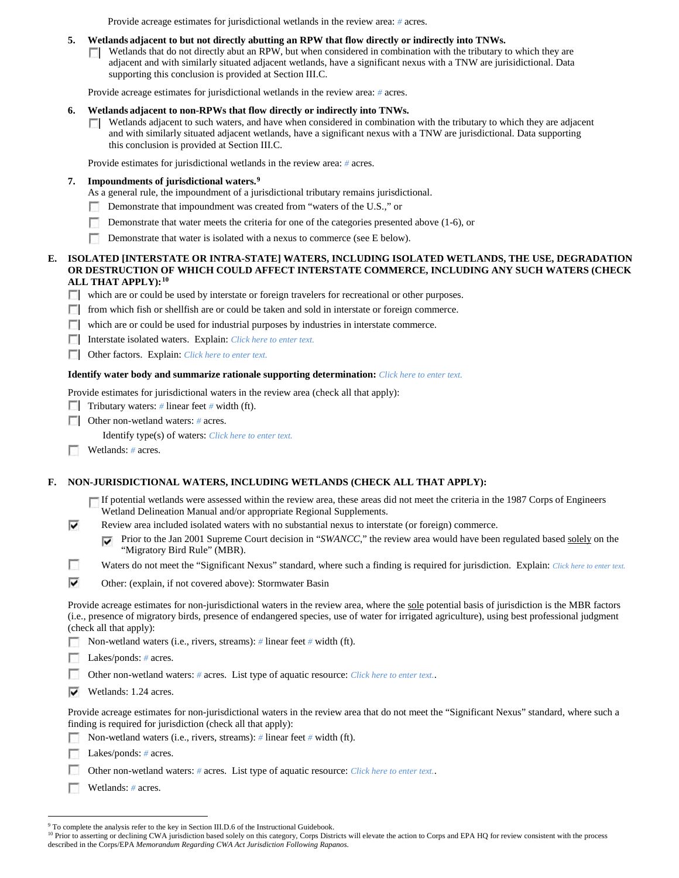Provide acreage estimates for jurisdictional wetlands in the review area: # acres.

5. **Wetlands adjacent to but not directly abutting an RPW that flow directly or indirectly into TNWs.**
   - ☐ Wetlands that do not directly abut an RPW, but when considered in combination with the tributary to which they are adjacent and with similarly situated adjacent wetlands, have a significant nexus with a TNW are jurisidictional. Data supporting this conclusion is provided at Section III.C.

   Provide acreage estimates for jurisdictional wetlands in the review area: # acres.

6. **Wetlands adjacent to non-RPWs that flow directly or indirectly into TNWs.**
   - ☐ Wetlands adjacent to such waters, and have when considered in combination with the tributary to which they are adjacent and with similarly situated adjacent wetlands, have a significant nexus with a TNW are jurisdictional. Data supporting this conclusion is provided at Section III.C.

   Provide estimates for jurisdictional wetlands in the review area: # acres.

7. **Impoundments of jurisdictional waters.**[9]
   As a general rule, the impoundment of a jurisdictional tributary remains jurisdictional.
   - ☐ Demonstrate that impoundment was created from "waters of the U.S.," or
   - ☐ Demonstrate that water meets the criteria for one of the categories presented above (1-6), or
   - ☐ Demonstrate that water is isolated with a nexus to commerce (see E below).

**E. ISOLATED [INTERSTATE OR INTRA-STATE] WATERS, INCLUDING ISOLATED WETLANDS, THE USE, DEGRADATION OR DESTRUCTION OF WHICH COULD AFFECT INTERSTATE COMMERCE, INCLUDING ANY SUCH WATERS (CHECK ALL THAT APPLY):**[10]

- ☐ which are or could be used by interstate or foreign travelers for recreational or other purposes.
- ☐ from which fish or shellfish are or could be taken and sold in interstate or foreign commerce.
- ☐ which are or could be used for industrial purposes by industries in interstate commerce.
- ☐ Interstate isolated waters. Explain: *Click here to enter text.*
- ☐ Other factors. Explain: *Click here to enter text.*

**Identify water body and summarize rationale supporting determination:** *Click here to enter text.*

Provide estimates for jurisdictional waters in the review area (check all that apply):
- ☐ Tributary waters: # linear feet # width (ft).
- ☐ Other non-wetland waters: # acres.
  Identify type(s) of waters: *Click here to enter text.*
- ☐ Wetlands: # acres.

**F. NON-JURISDICTIONAL WATERS, INCLUDING WETLANDS (CHECK ALL THAT APPLY):**

- ☐ If potential wetlands were assessed within the review area, these areas did not meet the criteria in the 1987 Corps of Engineers Wetland Delineation Manual and/or appropriate Regional Supplements.
- ☑ Review area included isolated waters with no substantial nexus to interstate (or foreign) commerce.
  - ☑ Prior to the Jan 2001 Supreme Court decision in "*SWANCC*," the review area would have been regulated based solely on the "Migratory Bird Rule" (MBR).
- ☐ Waters do not meet the "Significant Nexus" standard, where such a finding is required for jurisdiction. Explain: *Click here to enter text.*
- ☑ Other: (explain, if not covered above): Stormwater Basin

Provide acreage estimates for non-jurisdictional waters in the review area, where the sole potential basis of jurisdiction is the MBR factors (i.e., presence of migratory birds, presence of endangered species, use of water for irrigated agriculture), using best professional judgment (check all that apply):
- ☐ Non-wetland waters (i.e., rivers, streams): # linear feet # width (ft).
- ☐ Lakes/ponds: # acres.
- ☐ Other non-wetland waters: # acres. List type of aquatic resource: *Click here to enter text.*.
- ☑ Wetlands: 1.24 acres.

Provide acreage estimates for non-jurisdictional waters in the review area that do not meet the "Significant Nexus" standard, where such a finding is required for jurisdiction (check all that apply):
- ☐ Non-wetland waters (i.e., rivers, streams): # linear feet # width (ft).
- ☐ Lakes/ponds: # acres.
- ☐ Other non-wetland waters: # acres. List type of aquatic resource: *Click here to enter text.*.
- ☐ Wetlands: # acres.

---

[9] To complete the analysis refer to the key in Section III.D.6 of the Instructional Guidebook.

[10] Prior to asserting or declining CWA jurisdiction based solely on this category, Corps Districts will elevate the action to Corps and EPA HQ for review consistent with the process described in the Corps/EPA *Memorandum Regarding CWA Act Jurisdiction Following Rapanos.*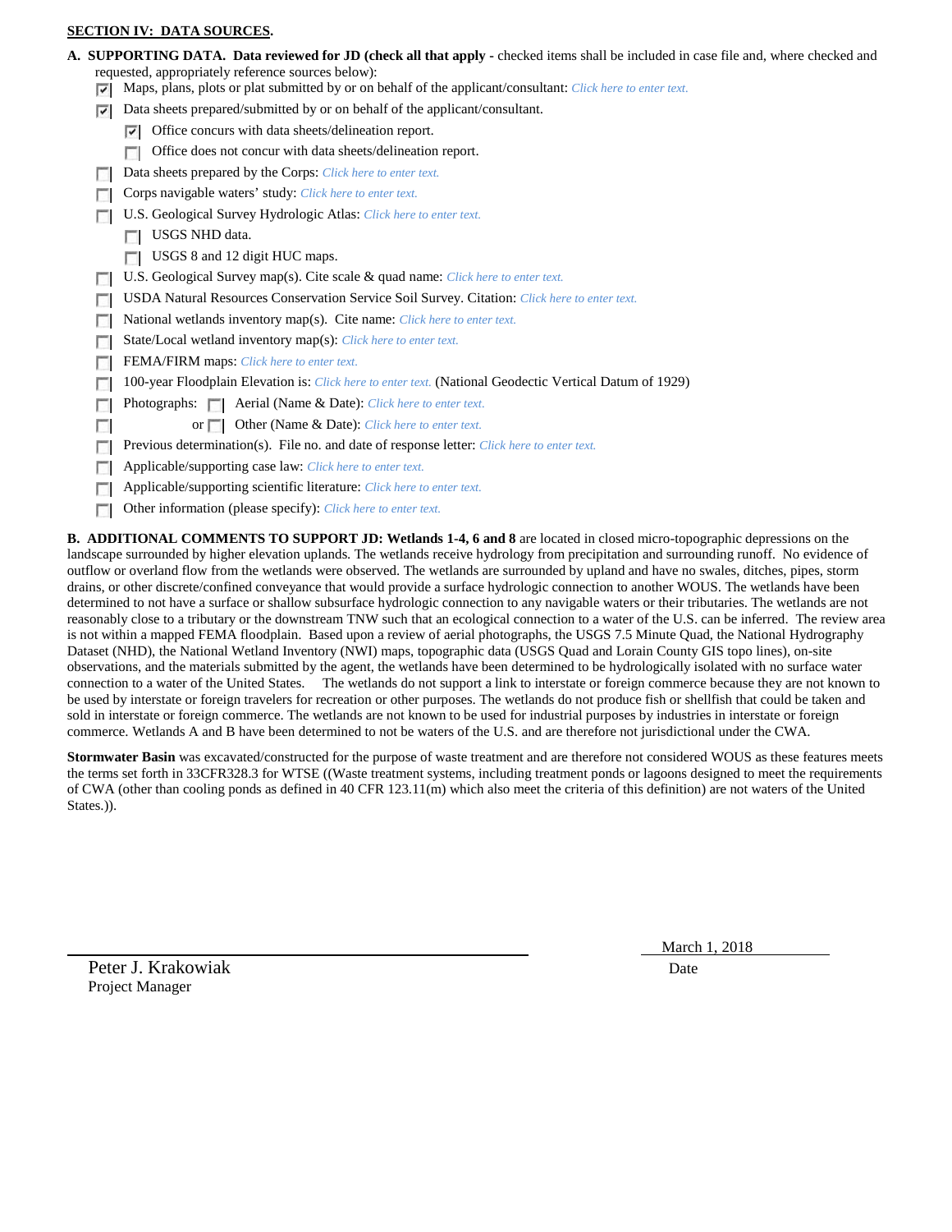**SECTION IV: DATA SOURCES.**

**A. SUPPORTING DATA. Data reviewed for JD (check all that apply** - checked items shall be included in case file and, where checked and requested, appropriately reference sources below):

- ☑ Maps, plans, plots or plat submitted by or on behalf of the applicant/consultant: *Click here to enter text.*
- ☑ Data sheets prepared/submitted by or on behalf of the applicant/consultant.
  - ☑ Office concurs with data sheets/delineation report.
  - ☐ Office does not concur with data sheets/delineation report.
- ☐ Data sheets prepared by the Corps: *Click here to enter text.*
- ☐ Corps navigable waters' study: *Click here to enter text.*
- ☐ U.S. Geological Survey Hydrologic Atlas: *Click here to enter text.*
  - ☐ USGS NHD data.
  - ☐ USGS 8 and 12 digit HUC maps.
- ☐ U.S. Geological Survey map(s). Cite scale & quad name: *Click here to enter text.*
- ☐ USDA Natural Resources Conservation Service Soil Survey. Citation: *Click here to enter text.*
- ☐ National wetlands inventory map(s). Cite name: *Click here to enter text.*
- ☐ State/Local wetland inventory map(s): *Click here to enter text.*
- ☐ FEMA/FIRM maps: *Click here to enter text.*
- ☐ 100-year Floodplain Elevation is: *Click here to enter text.* (National Geodectic Vertical Datum of 1929)
- ☐ Photographs: ☐ Aerial (Name & Date): *Click here to enter text.*
- ☐ or ☐ Other (Name & Date): *Click here to enter text.*
- ☐ Previous determination(s). File no. and date of response letter: *Click here to enter text.*
- ☐ Applicable/supporting case law: *Click here to enter text.*
- ☐ Applicable/supporting scientific literature: *Click here to enter text.*
- ☐ Other information (please specify): *Click here to enter text.*

**B. ADDITIONAL COMMENTS TO SUPPORT JD: Wetlands 1-4, 6 and 8** are located in closed micro-topographic depressions on the landscape surrounded by higher elevation uplands. The wetlands receive hydrology from precipitation and surrounding runoff. No evidence of outflow or overland flow from the wetlands were observed. The wetlands are surrounded by upland and have no swales, ditches, pipes, storm drains, or other discrete/confined conveyance that would provide a surface hydrologic connection to another WOUS. The wetlands have been determined to not have a surface or shallow subsurface hydrologic connection to any navigable waters or their tributaries. The wetlands are not reasonably close to a tributary or the downstream TNW such that an ecological connection to a water of the U.S. can be inferred. The review area is not within a mapped FEMA floodplain. Based upon a review of aerial photographs, the USGS 7.5 Minute Quad, the National Hydrography Dataset (NHD), the National Wetland Inventory (NWI) maps, topographic data (USGS Quad and Lorain County GIS topo lines), on-site observations, and the materials submitted by the agent, the wetlands have been determined to be hydrologically isolated with no surface water connection to a water of the United States. The wetlands do not support a link to interstate or foreign commerce because they are not known to be used by interstate or foreign travelers for recreation or other purposes. The wetlands do not produce fish or shellfish that could be taken and sold in interstate or foreign commerce. The wetlands are not known to be used for industrial purposes by industries in interstate or foreign commerce. Wetlands A and B have been determined to not be waters of the U.S. and are therefore not jurisdictional under the CWA.

**Stormwater Basin** was excavated/constructed for the purpose of waste treatment and are therefore not considered WOUS as these features meets the terms set forth in 33CFR328.3 for WTSE ((Waste treatment systems, including treatment ponds or lagoons designed to meet the requirements of CWA (other than cooling ponds as defined in 40 CFR 123.11(m) which also meet the criteria of this definition) are not waters of the United States.)).

Peter J. Krakowiak
Project Manager

March 1, 2018
Date